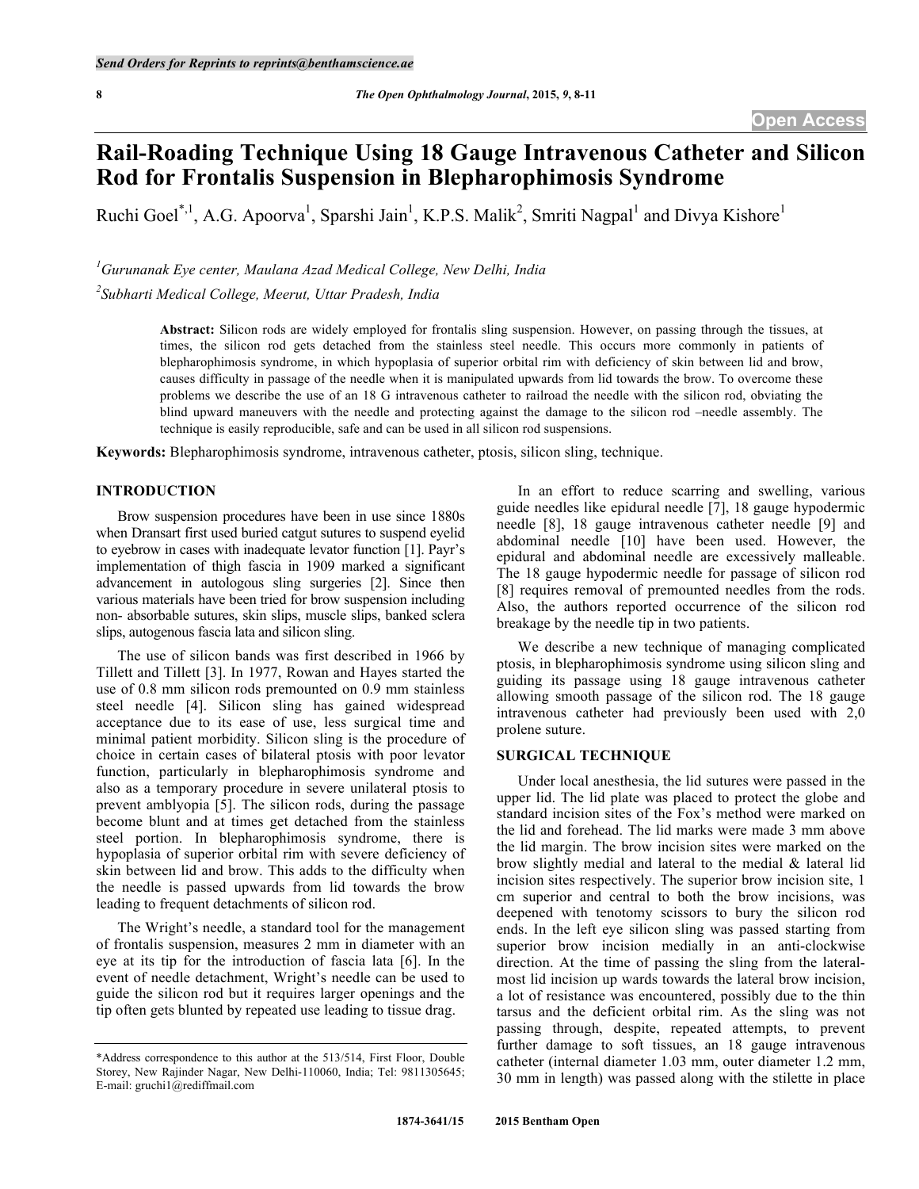# Rail-Roading Technique Using 18 Gauge Intravenous Catheter and Silicon Rod for Frontalis Suspension in Blepharophimosis Syndrome

Ruchi Goel[*,1], A.G. Apoorva[1], Sparshi Jain[1], K.P.S. Malik[2], Smriti Nagpal[1] and Divya Kishore[1]

[1]*Gurunanak Eye center, Maulana Azad Medical College, New Delhi, India*

[2]*Subharti Medical College, Meerut, Uttar Pradesh, India*

**Abstract:** Silicon rods are widely employed for frontalis sling suspension. However, on passing through the tissues, at times, the silicon rod gets detached from the stainless steel needle. This occurs more commonly in patients of blepharophimosis syndrome, in which hypoplasia of superior orbital rim with deficiency of skin between lid and brow, causes difficulty in passage of the needle when it is manipulated upwards from lid towards the brow. To overcome these problems we describe the use of an 18 G intravenous catheter to railroad the needle with the silicon rod, obviating the blind upward maneuvers with the needle and protecting against the damage to the silicon rod –needle assembly. The technique is easily reproducible, safe and can be used in all silicon rod suspensions.

**Keywords:** Blepharophimosis syndrome, intravenous catheter, ptosis, silicon sling, technique.

## INTRODUCTION

Brow suspension procedures have been in use since 1880s when Dransart first used buried catgut sutures to suspend eyelid to eyebrow in cases with inadequate levator function [1]. Payr's implementation of thigh fascia in 1909 marked a significant advancement in autologous sling surgeries [2]. Since then various materials have been tried for brow suspension including non- absorbable sutures, skin slips, muscle slips, banked sclera slips, autogenous fascia lata and silicon sling.

The use of silicon bands was first described in 1966 by Tillett and Tillett [3]. In 1977, Rowan and Hayes started the use of 0.8 mm silicon rods premounted on 0.9 mm stainless steel needle [4]. Silicon sling has gained widespread acceptance due to its ease of use, less surgical time and minimal patient morbidity. Silicon sling is the procedure of choice in certain cases of bilateral ptosis with poor levator function, particularly in blepharophimosis syndrome and also as a temporary procedure in severe unilateral ptosis to prevent amblyopia [5]. The silicon rods, during the passage become blunt and at times get detached from the stainless steel portion. In blepharophimosis syndrome, there is hypoplasia of superior orbital rim with severe deficiency of skin between lid and brow. This adds to the difficulty when the needle is passed upwards from lid towards the brow leading to frequent detachments of silicon rod.

The Wright's needle, a standard tool for the management of frontalis suspension, measures 2 mm in diameter with an eye at its tip for the introduction of fascia lata [6]. In the event of needle detachment, Wright's needle can be used to guide the silicon rod but it requires larger openings and the tip often gets blunted by repeated use leading to tissue drag.

In an effort to reduce scarring and swelling, various guide needles like epidural needle [7], 18 gauge hypodermic needle [8], 18 gauge intravenous catheter needle [9] and abdominal needle [10] have been used. However, the epidural and abdominal needle are excessively malleable. The 18 gauge hypodermic needle for passage of silicon rod [8] requires removal of premounted needles from the rods. Also, the authors reported occurrence of the silicon rod breakage by the needle tip in two patients.

We describe a new technique of managing complicated ptosis, in blepharophimosis syndrome using silicon sling and guiding its passage using 18 gauge intravenous catheter allowing smooth passage of the silicon rod. The 18 gauge intravenous catheter had previously been used with 2,0 prolene suture.

## SURGICAL TECHNIQUE

Under local anesthesia, the lid sutures were passed in the upper lid. The lid plate was placed to protect the globe and standard incision sites of the Fox's method were marked on the lid and forehead. The lid marks were made 3 mm above the lid margin. The brow incision sites were marked on the brow slightly medial and lateral to the medial & lateral lid incision sites respectively. The superior brow incision site, 1 cm superior and central to both the brow incisions, was deepened with tenotomy scissors to bury the silicon rod ends. In the left eye silicon sling was passed starting from superior brow incision medially in an anti-clockwise direction. At the time of passing the sling from the lateral-most lid incision up wards towards the lateral brow incision, a lot of resistance was encountered, possibly due to the thin tarsus and the deficient orbital rim. As the sling was not passing through, despite, repeated attempts, to prevent further damage to soft tissues, an 18 gauge intravenous catheter (internal diameter 1.03 mm, outer diameter 1.2 mm, 30 mm in length) was passed along with the stilette in place

*Address correspondence to this author at the 513/514, First Floor, Double Storey, New Rajinder Nagar, New Delhi-110060, India; Tel: 9811305645; E-mail: gruchi1@rediffmail.com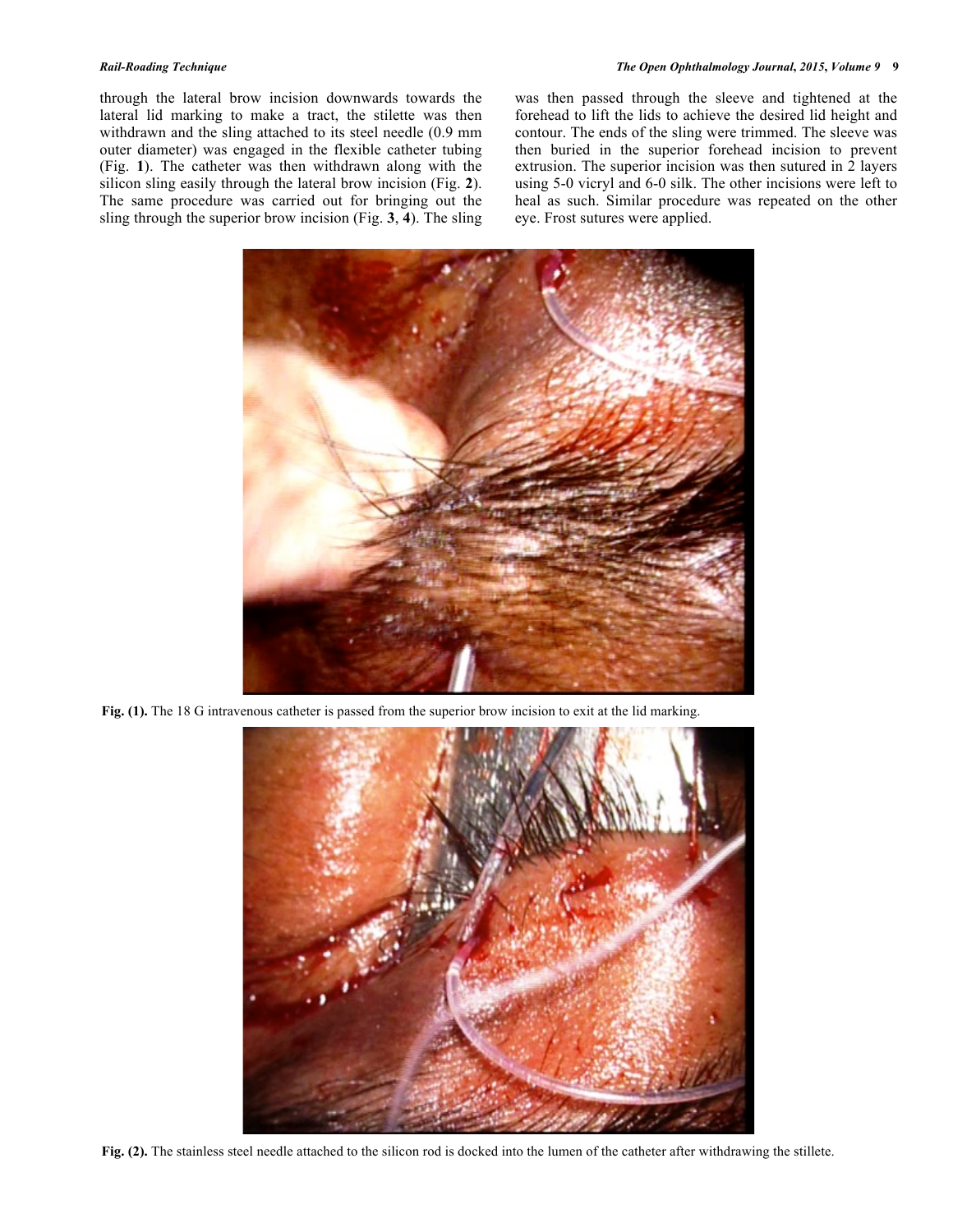through the lateral brow incision downwards towards the lateral lid marking to make a tract, the stilette was then withdrawn and the sling attached to its steel needle (0.9 mm outer diameter) was engaged in the flexible catheter tubing (Fig. **1**). The catheter was then withdrawn along with the silicon sling easily through the lateral brow incision (Fig. **2**). The same procedure was carried out for bringing out the sling through the superior brow incision (Fig. **3**, **4**). The sling was then passed through the sleeve and tightened at the forehead to lift the lids to achieve the desired lid height and contour. The ends of the sling were trimmed. The sleeve was then buried in the superior forehead incision to prevent extrusion. The superior incision was then sutured in 2 layers using 5-0 vicryl and 6-0 silk. The other incisions were left to heal as such. Similar procedure was repeated on the other eye. Frost sutures were applied.

**Fig. (1).** The 18 G intravenous catheter is passed from the superior brow incision to exit at the lid marking.

**Fig. (2).** The stainless steel needle attached to the silicon rod is docked into the lumen of the catheter after withdrawing the stillete.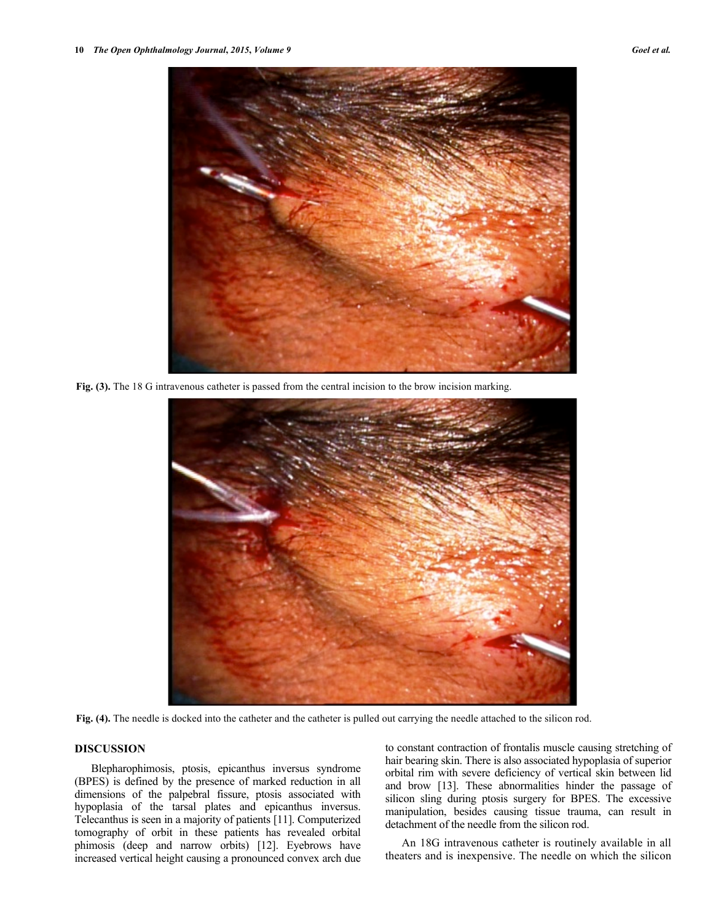Fig. (3). The 18 G intravenous catheter is passed from the central incision to the brow incision marking.

Fig. (4). The needle is docked into the catheter and the catheter is pulled out carrying the needle attached to the silicon rod.

## DISCUSSION

Blepharophimosis, ptosis, epicanthus inversus syndrome (BPES) is defined by the presence of marked reduction in all dimensions of the palpebral fissure, ptosis associated with hypoplasia of the tarsal plates and epicanthus inversus. Telecanthus is seen in a majority of patients [11]. Computerized tomography of orbit in these patients has revealed orbital phimosis (deep and narrow orbits) [12]. Eyebrows have increased vertical height causing a pronounced convex arch due to constant contraction of frontalis muscle causing stretching of hair bearing skin. There is also associated hypoplasia of superior orbital rim with severe deficiency of vertical skin between lid and brow [13]. These abnormalities hinder the passage of silicon sling during ptosis surgery for BPES. The excessive manipulation, besides causing tissue trauma, can result in detachment of the needle from the silicon rod.

An 18G intravenous catheter is routinely available in all theaters and is inexpensive. The needle on which the silicon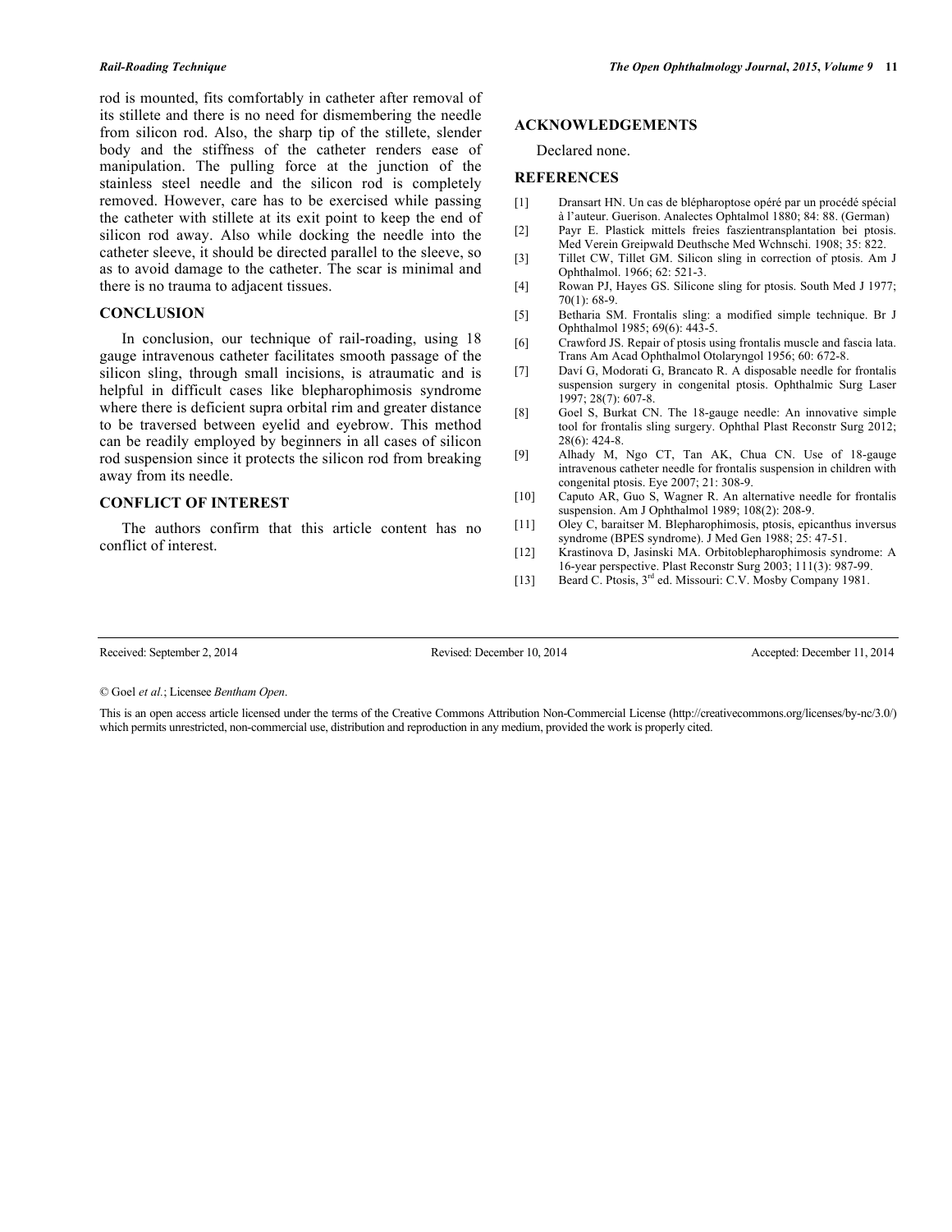rod is mounted, fits comfortably in catheter after removal of its stillete and there is no need for dismembering the needle from silicon rod. Also, the sharp tip of the stillete, slender body and the stiffness of the catheter renders ease of manipulation. The pulling force at the junction of the stainless steel needle and the silicon rod is completely removed. However, care has to be exercised while passing the catheter with stillete at its exit point to keep the end of silicon rod away. Also while docking the needle into the catheter sleeve, it should be directed parallel to the sleeve, so as to avoid damage to the catheter. The scar is minimal and there is no trauma to adjacent tissues.

## CONCLUSION

In conclusion, our technique of rail-roading, using 18 gauge intravenous catheter facilitates smooth passage of the silicon sling, through small incisions, is atraumatic and is helpful in difficult cases like blepharophimosis syndrome where there is deficient supra orbital rim and greater distance to be traversed between eyelid and eyebrow. This method can be readily employed by beginners in all cases of silicon rod suspension since it protects the silicon rod from breaking away from its needle.

## CONFLICT OF INTEREST

The authors confirm that this article content has no conflict of interest.

## ACKNOWLEDGEMENTS

Declared none.

## REFERENCES

[1] Dransart HN. Un cas de blépharoptose opéré par un procédé spécial à l'auteur. Guerison. Analectes Ophtalmol 1880; 84: 88. (German)

[2] Payr E. Plastick mittels freies faszientransplantation bei ptosis. Med Verein Greipwald Deuthsche Med Wchnschi. 1908; 35: 822.

[3] Tillet CW, Tillet GM. Silicon sling in correction of ptosis. Am J Ophthalmol. 1966; 62: 521-3.

[4] Rowan PJ, Hayes GS. Silicone sling for ptosis. South Med J 1977; 70(1): 68-9.

[5] Betharia SM. Frontalis sling: a modified simple technique. Br J Ophthalmol 1985; 69(6): 443-5.

[6] Crawford JS. Repair of ptosis using frontalis muscle and fascia lata. Trans Am Acad Ophthalmol Otolaryngol 1956; 60: 672-8.

[7] Daví G, Modorati G, Brancato R. A disposable needle for frontalis suspension surgery in congenital ptosis. Ophthalmic Surg Laser 1997; 28(7): 607-8.

[8] Goel S, Burkat CN. The 18-gauge needle: An innovative simple tool for frontalis sling surgery. Ophthal Plast Reconstr Surg 2012; 28(6): 424-8.

[9] Alhady M, Ngo CT, Tan AK, Chua CN. Use of 18-gauge intravenous catheter needle for frontalis suspension in children with congenital ptosis. Eye 2007; 21: 308-9.

[10] Caputo AR, Guo S, Wagner R. An alternative needle for frontalis suspension. Am J Ophthalmol 1989; 108(2): 208-9.

[11] Oley C, baraitser M. Blepharophimosis, ptosis, epicanthus inversus syndrome (BPES syndrome). J Med Gen 1988; 25: 47-51.

[12] Krastinova D, Jasinski MA. Orbitoblepharophimosis syndrome: A 16-year perspective. Plast Reconstr Surg 2003; 111(3): 987-99.

[13] Beard C. Ptosis, 3rd ed. Missouri: C.V. Mosby Company 1981.

Received: September 2, 2014 Revised: December 10, 2014 Accepted: December 11, 2014

© Goel *et al.*; Licensee *Bentham Open*.

This is an open access article licensed under the terms of the Creative Commons Attribution Non-Commercial License (http://creativecommons.org/licenses/by-nc/3.0/) which permits unrestricted, non-commercial use, distribution and reproduction in any medium, provided the work is properly cited.